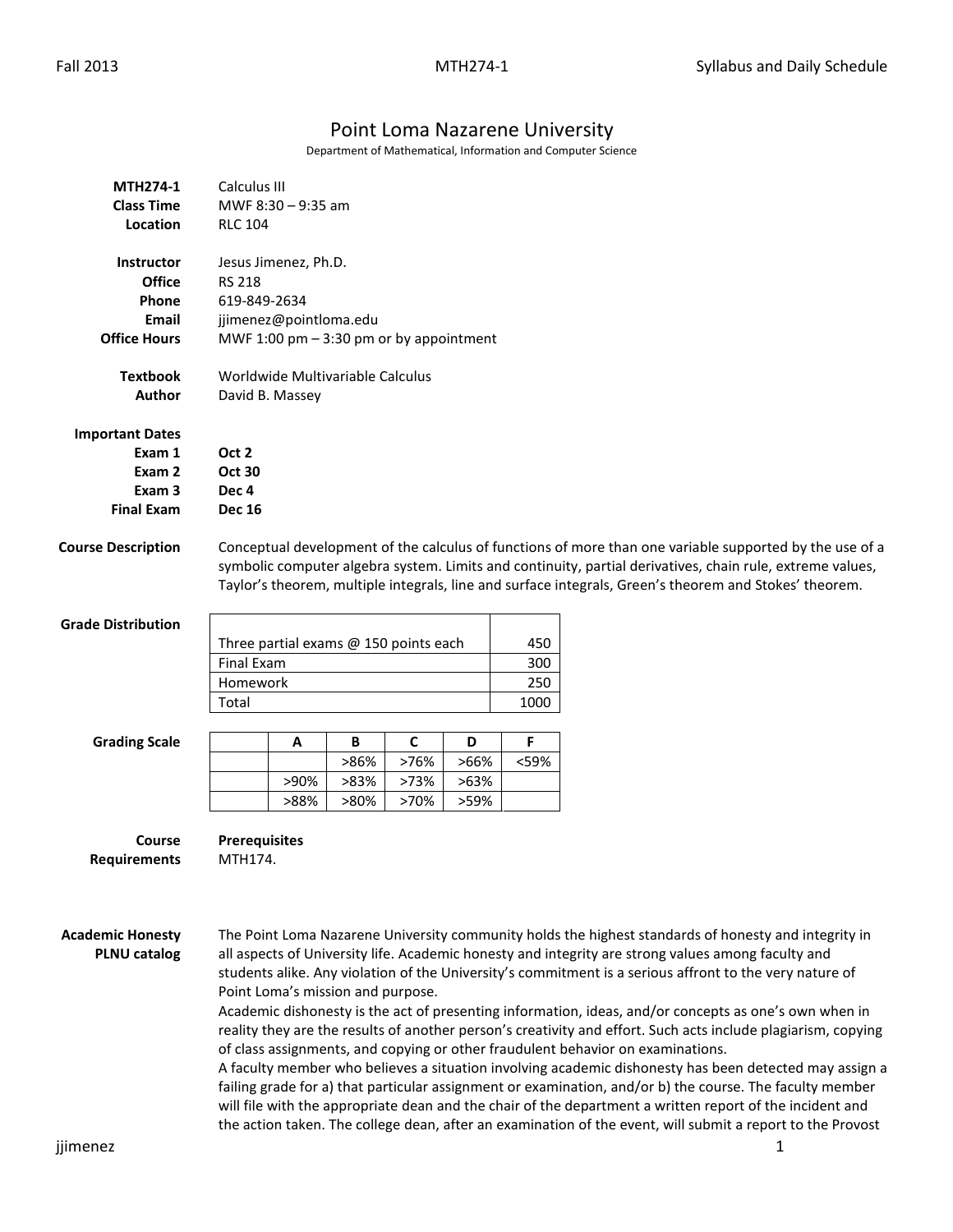# Point Loma Nazarene University

Department of Mathematical, Information and Computer Science

**MTH274-1** Calculus III
**Class Time** MWF 8:30 – 9:35 am
**Location** RLC 104

**Instructor** Jesus Jimenez, Ph.D.
**Office** RS 218
**Phone** 619-849-2634
**Email** jjimenez@pointloma.edu
**Office Hours** MWF 1:00 pm – 3:30 pm or by appointment

**Textbook** Worldwide Multivariable Calculus
**Author** David B. Massey

**Important Dates**
**Exam 1** **Oct 2**
**Exam 2** **Oct 30**
**Exam 3** **Dec 4**
**Final Exam** **Dec 16**

**Course Description**

Conceptual development of the calculus of functions of more than one variable supported by the use of a symbolic computer algebra system. Limits and continuity, partial derivatives, chain rule, extreme values, Taylor's theorem, multiple integrals, line and surface integrals, Green's theorem and Stokes' theorem.

**Grade Distribution**

| | |
|---|---|
| Three partial exams @ 150 points each | 450 |
| Final Exam | 300 |
| Homework | 250 |
| Total | 1000 |

**Grading Scale**

| | A | B | C | D | F |
|---|---|---|---|---|---|
| | | >86% | >76% | >66% | <59% |
| | >90% | >83% | >73% | >63% | |
| | >88% | >80% | >70% | >59% | |

**Course Requirements**

**Prerequisites**
MTH174.

**Academic Honesty PLNU catalog**

The Point Loma Nazarene University community holds the highest standards of honesty and integrity in all aspects of University life. Academic honesty and integrity are strong values among faculty and students alike. Any violation of the University's commitment is a serious affront to the very nature of Point Loma's mission and purpose.

Academic dishonesty is the act of presenting information, ideas, and/or concepts as one's own when in reality they are the results of another person's creativity and effort. Such acts include plagiarism, copying of class assignments, and copying or other fraudulent behavior on examinations.

A faculty member who believes a situation involving academic dishonesty has been detected may assign a failing grade for a) that particular assignment or examination, and/or b) the course. The faculty member will file with the appropriate dean and the chair of the department a written report of the incident and the action taken. The college dean, after an examination of the event, will submit a report to the Provost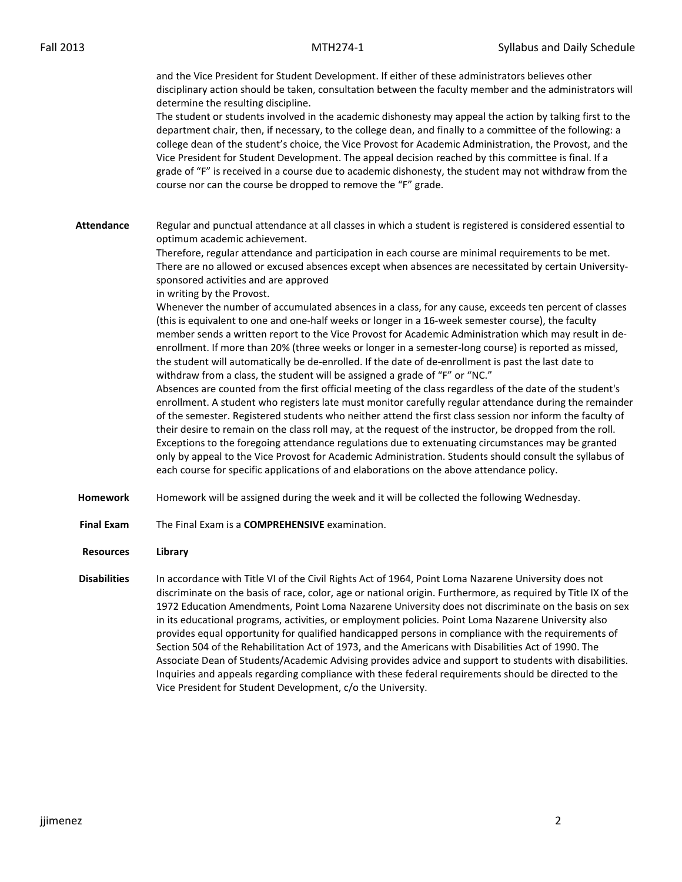and the Vice President for Student Development. If either of these administrators believes other disciplinary action should be taken, consultation between the faculty member and the administrators will determine the resulting discipline.
The student or students involved in the academic dishonesty may appeal the action by talking first to the department chair, then, if necessary, to the college dean, and finally to a committee of the following: a college dean of the student's choice, the Vice Provost for Academic Administration, the Provost, and the Vice President for Student Development. The appeal decision reached by this committee is final. If a grade of "F" is received in a course due to academic dishonesty, the student may not withdraw from the course nor can the course be dropped to remove the "F" grade.

**Attendance**

Regular and punctual attendance at all classes in which a student is registered is considered essential to optimum academic achievement.
Therefore, regular attendance and participation in each course are minimal requirements to be met. There are no allowed or excused absences except when absences are necessitated by certain University-sponsored activities and are approved
in writing by the Provost.
Whenever the number of accumulated absences in a class, for any cause, exceeds ten percent of classes (this is equivalent to one and one-half weeks or longer in a 16-week semester course), the faculty member sends a written report to the Vice Provost for Academic Administration which may result in de-enrollment. If more than 20% (three weeks or longer in a semester-long course) is reported as missed, the student will automatically be de-enrolled. If the date of de-enrollment is past the last date to withdraw from a class, the student will be assigned a grade of "F" or "NC."
Absences are counted from the first official meeting of the class regardless of the date of the student's enrollment. A student who registers late must monitor carefully regular attendance during the remainder of the semester. Registered students who neither attend the first class session nor inform the faculty of their desire to remain on the class roll may, at the request of the instructor, be dropped from the roll. Exceptions to the foregoing attendance regulations due to extenuating circumstances may be granted only by appeal to the Vice Provost for Academic Administration. Students should consult the syllabus of each course for specific applications of and elaborations on the above attendance policy.

**Homework**

Homework will be assigned during the week and it will be collected the following Wednesday.

**Final Exam**

The Final Exam is a **COMPREHENSIVE** examination.

**Resources**

**Library**

**Disabilities**

In accordance with Title VI of the Civil Rights Act of 1964, Point Loma Nazarene University does not discriminate on the basis of race, color, age or national origin. Furthermore, as required by Title IX of the 1972 Education Amendments, Point Loma Nazarene University does not discriminate on the basis on sex in its educational programs, activities, or employment policies. Point Loma Nazarene University also provides equal opportunity for qualified handicapped persons in compliance with the requirements of Section 504 of the Rehabilitation Act of 1973, and the Americans with Disabilities Act of 1990. The Associate Dean of Students/Academic Advising provides advice and support to students with disabilities. Inquiries and appeals regarding compliance with these federal requirements should be directed to the Vice President for Student Development, c/o the University.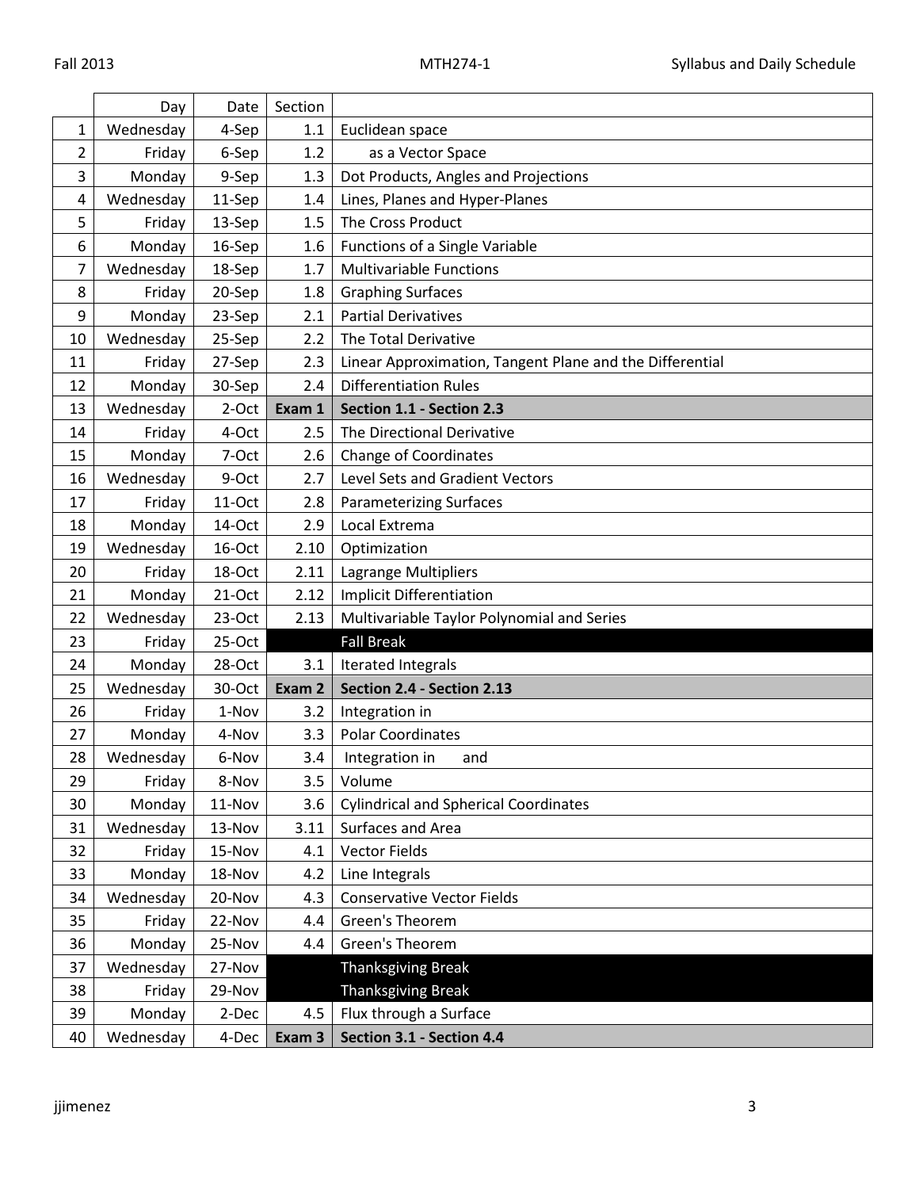|  | Day | Date | Section |  |
|---|---|---|---|---|
| 1 | Wednesday | 4-Sep | 1.1 | Euclidean space |
| 2 | Friday | 6-Sep | 1.2 | as a Vector Space |
| 3 | Monday | 9-Sep | 1.3 | Dot Products, Angles and Projections |
| 4 | Wednesday | 11-Sep | 1.4 | Lines, Planes and Hyper-Planes |
| 5 | Friday | 13-Sep | 1.5 | The Cross Product |
| 6 | Monday | 16-Sep | 1.6 | Functions of a Single Variable |
| 7 | Wednesday | 18-Sep | 1.7 | Multivariable Functions |
| 8 | Friday | 20-Sep | 1.8 | Graphing Surfaces |
| 9 | Monday | 23-Sep | 2.1 | Partial Derivatives |
| 10 | Wednesday | 25-Sep | 2.2 | The Total Derivative |
| 11 | Friday | 27-Sep | 2.3 | Linear Approximation, Tangent Plane and the Differential |
| 12 | Monday | 30-Sep | 2.4 | Differentiation Rules |
| 13 | Wednesday | 2-Oct | **Exam 1** | **Section 1.1 - Section 2.3** |
| 14 | Friday | 4-Oct | 2.5 | The Directional Derivative |
| 15 | Monday | 7-Oct | 2.6 | Change of Coordinates |
| 16 | Wednesday | 9-Oct | 2.7 | Level Sets and Gradient Vectors |
| 17 | Friday | 11-Oct | 2.8 | Parameterizing Surfaces |
| 18 | Monday | 14-Oct | 2.9 | Local Extrema |
| 19 | Wednesday | 16-Oct | 2.10 | Optimization |
| 20 | Friday | 18-Oct | 2.11 | Lagrange Multipliers |
| 21 | Monday | 21-Oct | 2.12 | Implicit Differentiation |
| 22 | Wednesday | 23-Oct | 2.13 | Multivariable Taylor Polynomial and Series |
| 23 | Friday | 25-Oct |  | Fall Break |
| 24 | Monday | 28-Oct | 3.1 | Iterated Integrals |
| 25 | Wednesday | 30-Oct | **Exam 2** | **Section 2.4 - Section 2.13** |
| 26 | Friday | 1-Nov | 3.2 | Integration in |
| 27 | Monday | 4-Nov | 3.3 | Polar Coordinates |
| 28 | Wednesday | 6-Nov | 3.4 | Integration in and |
| 29 | Friday | 8-Nov | 3.5 | Volume |
| 30 | Monday | 11-Nov | 3.6 | Cylindrical and Spherical Coordinates |
| 31 | Wednesday | 13-Nov | 3.11 | Surfaces and Area |
| 32 | Friday | 15-Nov | 4.1 | Vector Fields |
| 33 | Monday | 18-Nov | 4.2 | Line Integrals |
| 34 | Wednesday | 20-Nov | 4.3 | Conservative Vector Fields |
| 35 | Friday | 22-Nov | 4.4 | Green's Theorem |
| 36 | Monday | 25-Nov | 4.4 | Green's Theorem |
| 37 | Wednesday | 27-Nov |  | Thanksgiving Break |
| 38 | Friday | 29-Nov |  | Thanksgiving Break |
| 39 | Monday | 2-Dec | 4.5 | Flux through a Surface |
| 40 | Wednesday | 4-Dec | **Exam 3** | **Section 3.1 - Section 4.4** |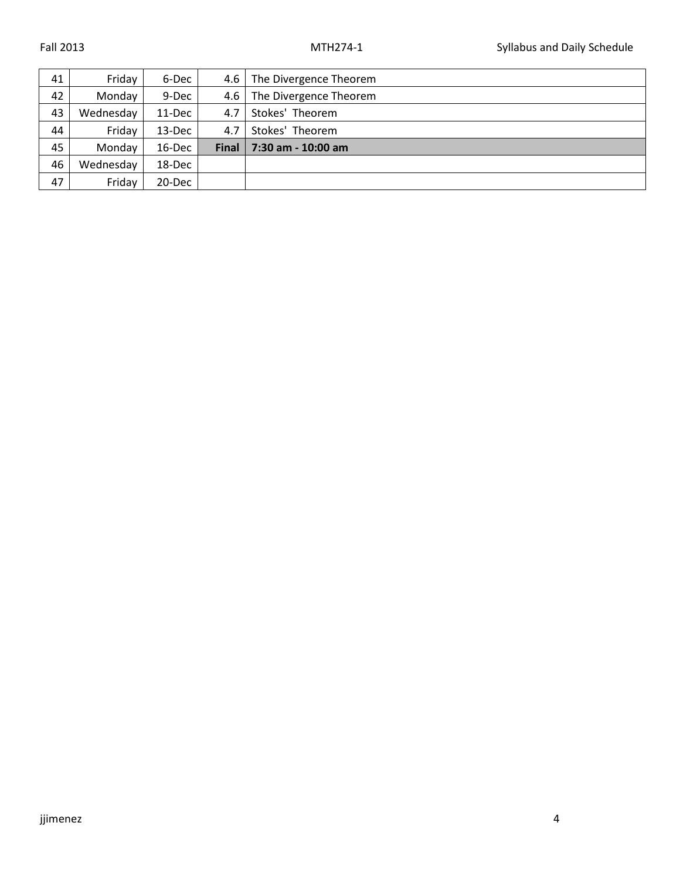| 41 | Friday | 6-Dec | 4.6 | The Divergence Theorem |
|---|---|---|---|---|
| 42 | Monday | 9-Dec | 4.6 | The Divergence Theorem |
| 43 | Wednesday | 11-Dec | 4.7 | Stokes' Theorem |
| 44 | Friday | 13-Dec | 4.7 | Stokes' Theorem |
| 45 | Monday | 16-Dec | **Final** | **7:30 am - 10:00 am** |
| 46 | Wednesday | 18-Dec | | |
| 47 | Friday | 20-Dec | | |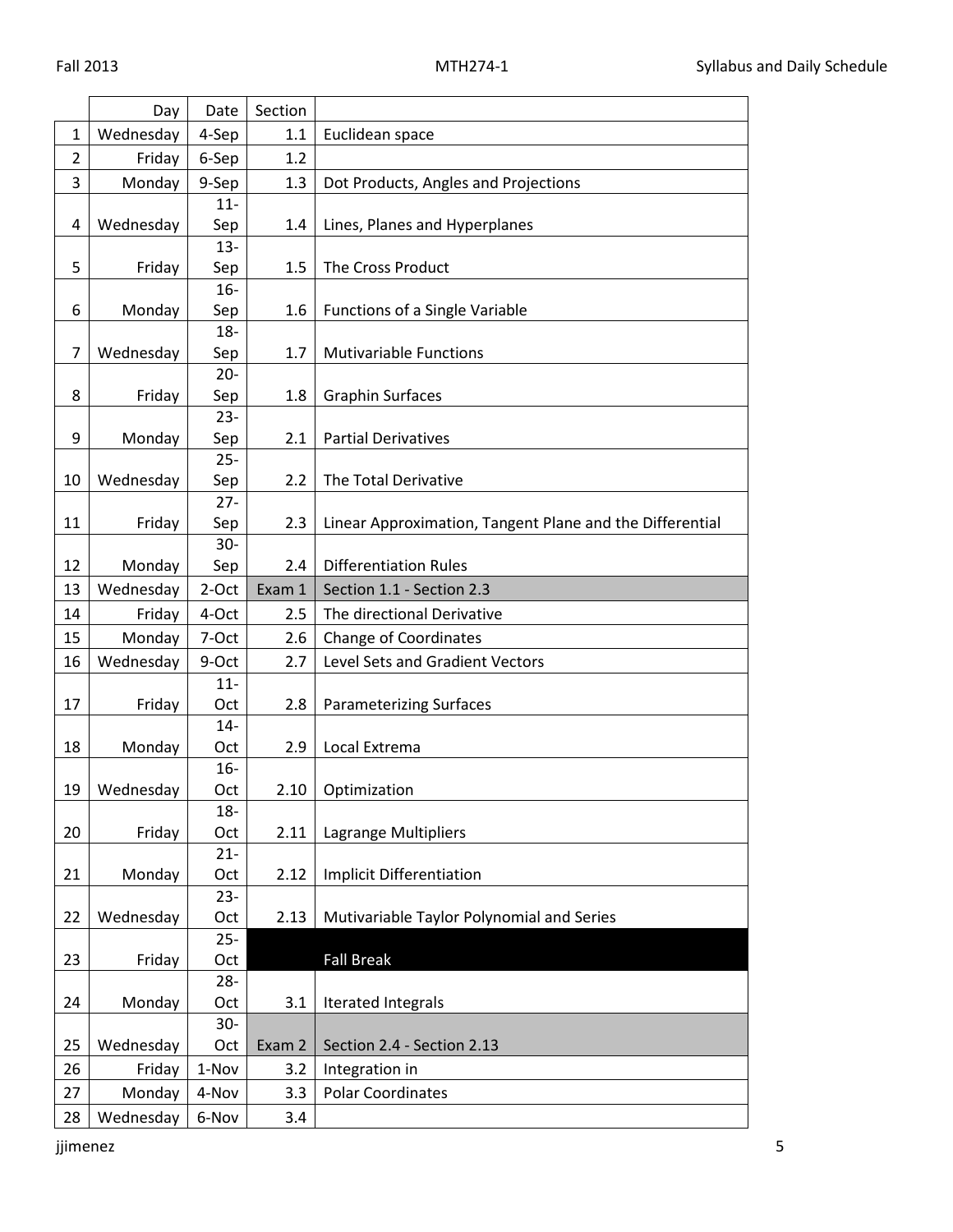| | Day | Date | Section | |
|---|---|---|---|---|
| 1 | Wednesday | 4-Sep | 1.1 | Euclidean space |
| 2 | Friday | 6-Sep | 1.2 | |
| 3 | Monday | 9-Sep | 1.3 | Dot Products, Angles and Projections |
| 4 | Wednesday | 11-Sep | 1.4 | Lines, Planes and Hyperplanes |
| 5 | Friday | 13-Sep | 1.5 | The Cross Product |
| 6 | Monday | 16-Sep | 1.6 | Functions of a Single Variable |
| 7 | Wednesday | 18-Sep | 1.7 | Mutivariable Functions |
| 8 | Friday | 20-Sep | 1.8 | Graphin Surfaces |
| 9 | Monday | 23-Sep | 2.1 | Partial Derivatives |
| 10 | Wednesday | 25-Sep | 2.2 | The Total Derivative |
| 11 | Friday | 27-Sep | 2.3 | Linear Approximation, Tangent Plane and the Differential |
| 12 | Monday | 30-Sep | 2.4 | Differentiation Rules |
| 13 | Wednesday | 2-Oct | Exam 1 | Section 1.1 - Section 2.3 |
| 14 | Friday | 4-Oct | 2.5 | The directional Derivative |
| 15 | Monday | 7-Oct | 2.6 | Change of Coordinates |
| 16 | Wednesday | 9-Oct | 2.7 | Level Sets and Gradient Vectors |
| 17 | Friday | 11-Oct | 2.8 | Parameterizing Surfaces |
| 18 | Monday | 14-Oct | 2.9 | Local Extrema |
| 19 | Wednesday | 16-Oct | 2.10 | Optimization |
| 20 | Friday | 18-Oct | 2.11 | Lagrange Multipliers |
| 21 | Monday | 21-Oct | 2.12 | Implicit Differentiation |
| 22 | Wednesday | 23-Oct | 2.13 | Mutivariable Taylor Polynomial and Series |
| 23 | Friday | 25-Oct | | Fall Break |
| 24 | Monday | 28-Oct | 3.1 | Iterated Integrals |
| 25 | Wednesday | 30-Oct | Exam 2 | Section 2.4 - Section 2.13 |
| 26 | Friday | 1-Nov | 3.2 | Integration in |
| 27 | Monday | 4-Nov | 3.3 | Polar Coordinates |
| 28 | Wednesday | 6-Nov | 3.4 | |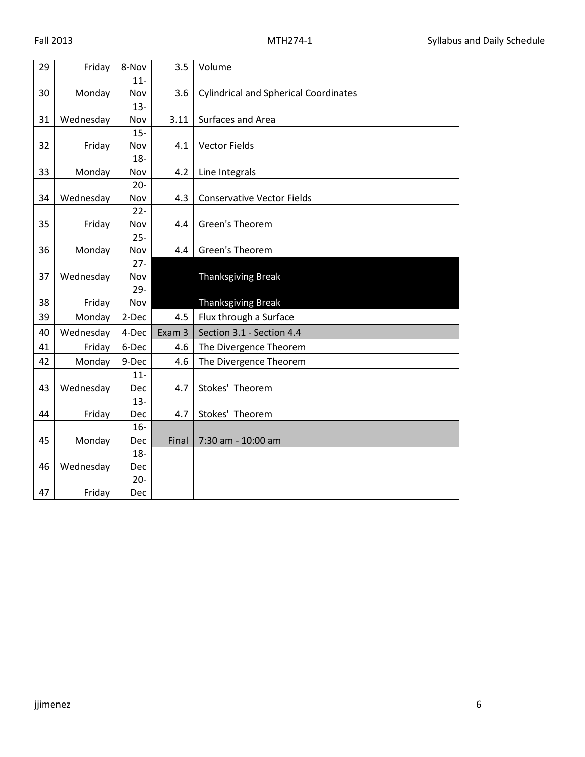| | | | | |
|---|---|---|---|---|
| 29 | Friday | 8-Nov | 3.5 | Volume |
| 30 | Monday | 11-Nov | 3.6 | Cylindrical and Spherical Coordinates |
| 31 | Wednesday | 13-Nov | 3.11 | Surfaces and Area |
| 32 | Friday | 15-Nov | 4.1 | Vector Fields |
| 33 | Monday | 18-Nov | 4.2 | Line Integrals |
| 34 | Wednesday | 20-Nov | 4.3 | Conservative Vector Fields |
| 35 | Friday | 22-Nov | 4.4 | Green's Theorem |
| 36 | Monday | 25-Nov | 4.4 | Green's Theorem |
| 37 | Wednesday | 27-Nov | | Thanksgiving Break |
| 38 | Friday | 29-Nov | | Thanksgiving Break |
| 39 | Monday | 2-Dec | 4.5 | Flux through a Surface |
| 40 | Wednesday | 4-Dec | Exam 3 | Section 3.1 - Section 4.4 |
| 41 | Friday | 6-Dec | 4.6 | The Divergence Theorem |
| 42 | Monday | 9-Dec | 4.6 | The Divergence Theorem |
| 43 | Wednesday | 11-Dec | 4.7 | Stokes' Theorem |
| 44 | Friday | 13-Dec | 4.7 | Stokes' Theorem |
| 45 | Monday | 16-Dec | Final | 7:30 am - 10:00 am |
| 46 | Wednesday | 18-Dec | | |
| 47 | Friday | 20-Dec | | |